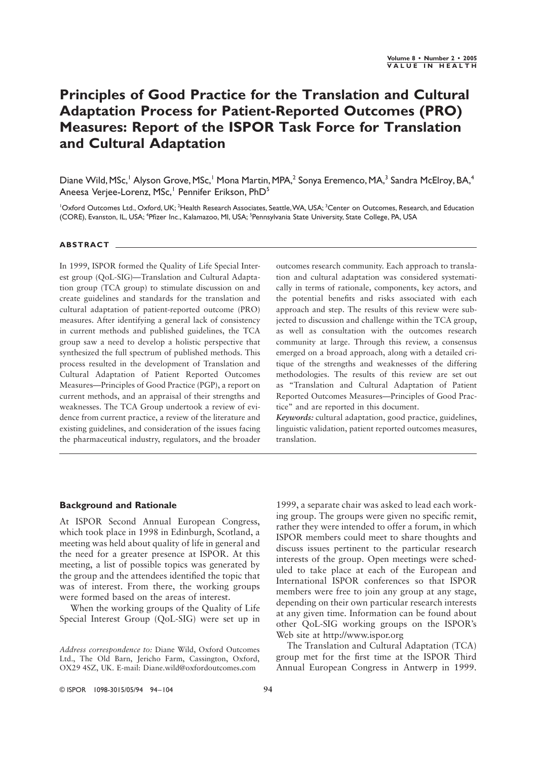# Principles of Good Practice for the Translation and Cultural Adaptation Process for Patient-Reported Outcomes (PRO) Measures: Report of the ISPOR Task Force for Translation and Cultural Adaptation

Diane Wild, MSc,[1] Alyson Grove, MSc,[1] Mona Martin, MPA,[2] Sonya Eremenco, MA,[3] Sandra McElroy, BA,[4] Aneesa Verjee-Lorenz, MSc,[1] Pennifer Erikson, PhD[5]

[1]Oxford Outcomes Ltd., Oxford, UK; [2]Health Research Associates, Seattle, WA, USA; [3]Center on Outcomes, Research, and Education (CORE), Evanston, IL, USA; [4]Pfizer Inc., Kalamazoo, MI, USA; [5]Pennsylvania State University, State College, PA, USA

## ABSTRACT

In 1999, ISPOR formed the Quality of Life Special Interest group (QoL-SIG)—Translation and Cultural Adaptation group (TCA group) to stimulate discussion on and create guidelines and standards for the translation and cultural adaptation of patient-reported outcome (PRO) measures. After identifying a general lack of consistency in current methods and published guidelines, the TCA group saw a need to develop a holistic perspective that synthesized the full spectrum of published methods. This process resulted in the development of Translation and Cultural Adaptation of Patient Reported Outcomes Measures—Principles of Good Practice (PGP), a report on current methods, and an appraisal of their strengths and weaknesses. The TCA Group undertook a review of evidence from current practice, a review of the literature and existing guidelines, and consideration of the issues facing the pharmaceutical industry, regulators, and the broader outcomes research community. Each approach to translation and cultural adaptation was considered systematically in terms of rationale, components, key actors, and the potential benefits and risks associated with each approach and step. The results of this review were subjected to discussion and challenge within the TCA group, as well as consultation with the outcomes research community at large. Through this review, a consensus emerged on a broad approach, along with a detailed critique of the strengths and weaknesses of the differing methodologies. The results of this review are set out as "Translation and Cultural Adaptation of Patient Reported Outcomes Measures—Principles of Good Practice" and are reported in this document.

*Keywords:* cultural adaptation, good practice, guidelines, linguistic validation, patient reported outcomes measures, translation.

## Background and Rationale

At ISPOR Second Annual European Congress, which took place in 1998 in Edinburgh, Scotland, a meeting was held about quality of life in general and the need for a greater presence at ISPOR. At this meeting, a list of possible topics was generated by the group and the attendees identified the topic that was of interest. From there, the working groups were formed based on the areas of interest.

When the working groups of the Quality of Life Special Interest Group (QoL-SIG) were set up in 1999, a separate chair was asked to lead each working group. The groups were given no specific remit, rather they were intended to offer a forum, in which ISPOR members could meet to share thoughts and discuss issues pertinent to the particular research interests of the group. Open meetings were scheduled to take place at each of the European and International ISPOR conferences so that ISPOR members were free to join any group at any stage, depending on their own particular research interests at any given time. Information can be found about other QoL-SIG working groups on the ISPOR's Web site at http://www.ispor.org

The Translation and Cultural Adaptation (TCA) group met for the first time at the ISPOR Third Annual European Congress in Antwerp in 1999.

*Address correspondence to:* Diane Wild, Oxford Outcomes Ltd., The Old Barn, Jericho Farm, Cassington, Oxford, OX29 4SZ, UK. E-mail: Diane.wild@oxfordoutcomes.com

© ISPOR 1098-3015/05/94 94–104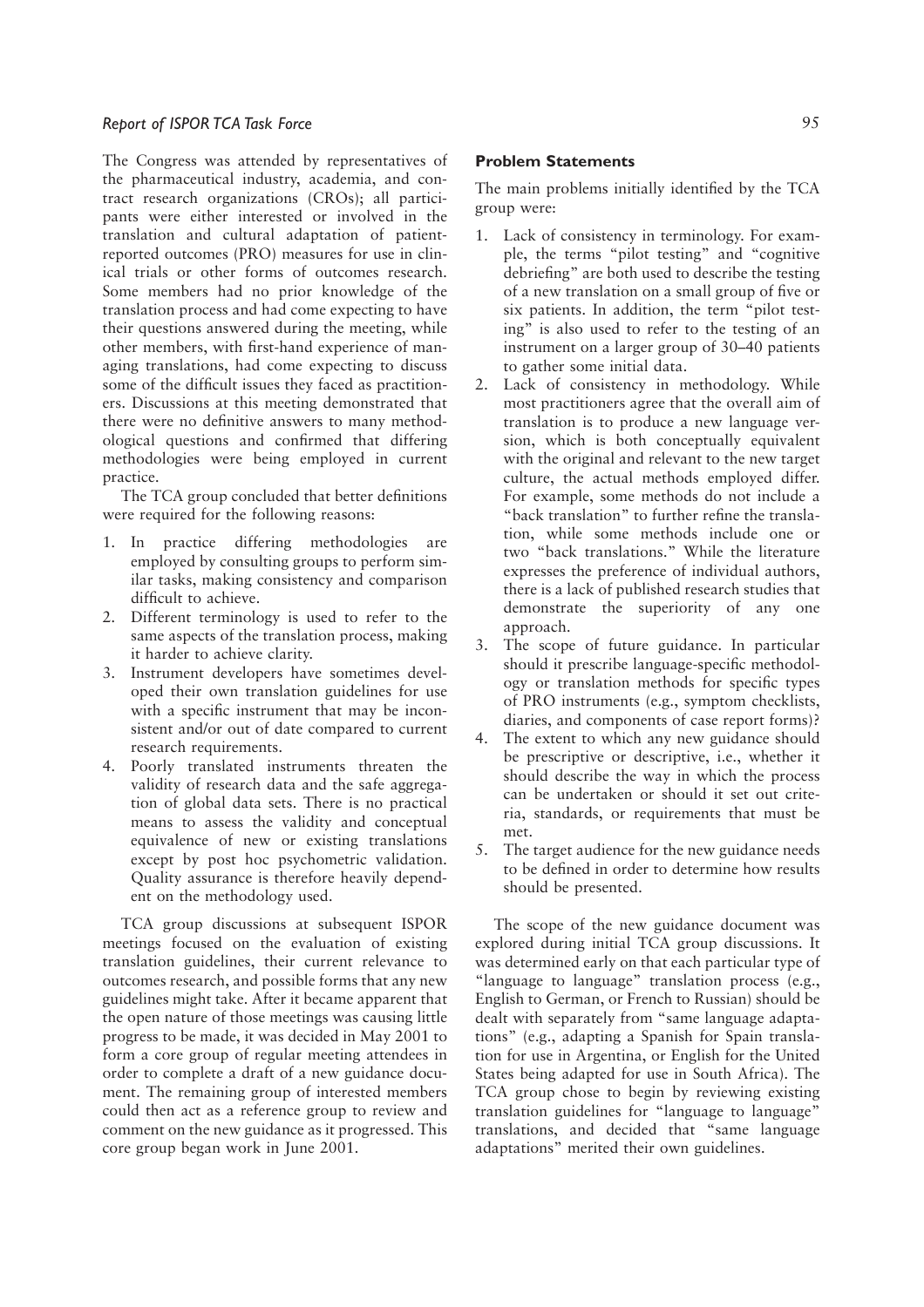The Congress was attended by representatives of the pharmaceutical industry, academia, and contract research organizations (CROs); all participants were either interested or involved in the translation and cultural adaptation of patient-reported outcomes (PRO) measures for use in clinical trials or other forms of outcomes research. Some members had no prior knowledge of the translation process and had come expecting to have their questions answered during the meeting, while other members, with first-hand experience of managing translations, had come expecting to discuss some of the difficult issues they faced as practitioners. Discussions at this meeting demonstrated that there were no definitive answers to many methodological questions and confirmed that differing methodologies were being employed in current practice.

The TCA group concluded that better definitions were required for the following reasons:

1. In practice differing methodologies are employed by consulting groups to perform similar tasks, making consistency and comparison difficult to achieve.
2. Different terminology is used to refer to the same aspects of the translation process, making it harder to achieve clarity.
3. Instrument developers have sometimes developed their own translation guidelines for use with a specific instrument that may be inconsistent and/or out of date compared to current research requirements.
4. Poorly translated instruments threaten the validity of research data and the safe aggregation of global data sets. There is no practical means to assess the validity and conceptual equivalence of new or existing translations except by post hoc psychometric validation. Quality assurance is therefore heavily dependent on the methodology used.

TCA group discussions at subsequent ISPOR meetings focused on the evaluation of existing translation guidelines, their current relevance to outcomes research, and possible forms that any new guidelines might take. After it became apparent that the open nature of those meetings was causing little progress to be made, it was decided in May 2001 to form a core group of regular meeting attendees in order to complete a draft of a new guidance document. The remaining group of interested members could then act as a reference group to review and comment on the new guidance as it progressed. This core group began work in June 2001.

## Problem Statements

The main problems initially identified by the TCA group were:

1. Lack of consistency in terminology. For example, the terms "pilot testing" and "cognitive debriefing" are both used to describe the testing of a new translation on a small group of five or six patients. In addition, the term "pilot testing" is also used to refer to the testing of an instrument on a larger group of 30–40 patients to gather some initial data.
2. Lack of consistency in methodology. While most practitioners agree that the overall aim of translation is to produce a new language version, which is both conceptually equivalent with the original and relevant to the new target culture, the actual methods employed differ. For example, some methods do not include a "back translation" to further refine the translation, while some methods include one or two "back translations." While the literature expresses the preference of individual authors, there is a lack of published research studies that demonstrate the superiority of any one approach.
3. The scope of future guidance. In particular should it prescribe language-specific methodology or translation methods for specific types of PRO instruments (e.g., symptom checklists, diaries, and components of case report forms)?
4. The extent to which any new guidance should be prescriptive or descriptive, i.e., whether it should describe the way in which the process can be undertaken or should it set out criteria, standards, or requirements that must be met.
5. The target audience for the new guidance needs to be defined in order to determine how results should be presented.

The scope of the new guidance document was explored during initial TCA group discussions. It was determined early on that each particular type of "language to language" translation process (e.g., English to German, or French to Russian) should be dealt with separately from "same language adaptations" (e.g., adapting a Spanish for Spain translation for use in Argentina, or English for the United States being adapted for use in South Africa). The TCA group chose to begin by reviewing existing translation guidelines for "language to language" translations, and decided that "same language adaptations" merited their own guidelines.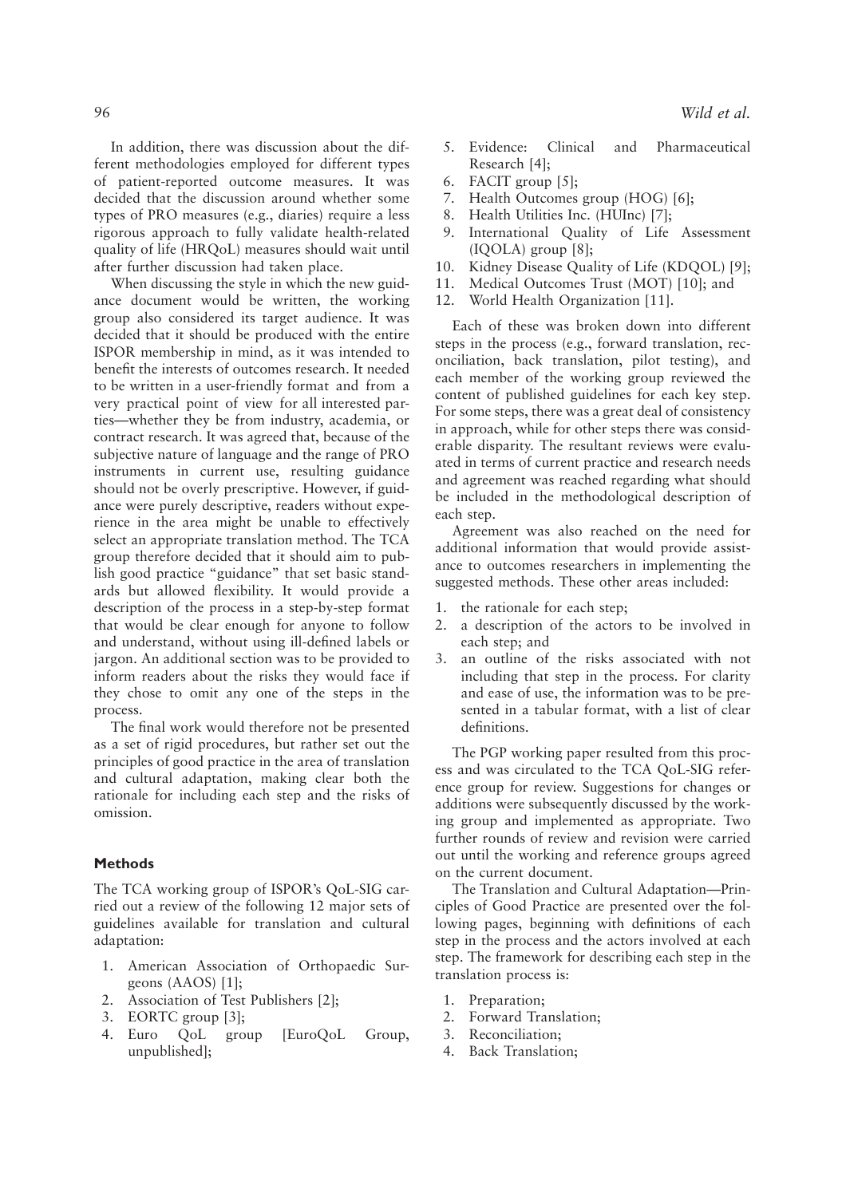In addition, there was discussion about the different methodologies employed for different types of patient-reported outcome measures. It was decided that the discussion around whether some types of PRO measures (e.g., diaries) require a less rigorous approach to fully validate health-related quality of life (HRQoL) measures should wait until after further discussion had taken place.

When discussing the style in which the new guidance document would be written, the working group also considered its target audience. It was decided that it should be produced with the entire ISPOR membership in mind, as it was intended to benefit the interests of outcomes research. It needed to be written in a user-friendly format and from a very practical point of view for all interested parties—whether they be from industry, academia, or contract research. It was agreed that, because of the subjective nature of language and the range of PRO instruments in current use, resulting guidance should not be overly prescriptive. However, if guidance were purely descriptive, readers without experience in the area might be unable to effectively select an appropriate translation method. The TCA group therefore decided that it should aim to publish good practice "guidance" that set basic standards but allowed flexibility. It would provide a description of the process in a step-by-step format that would be clear enough for anyone to follow and understand, without using ill-defined labels or jargon. An additional section was to be provided to inform readers about the risks they would face if they chose to omit any one of the steps in the process.

The final work would therefore not be presented as a set of rigid procedures, but rather set out the principles of good practice in the area of translation and cultural adaptation, making clear both the rationale for including each step and the risks of omission.

## Methods

The TCA working group of ISPOR's QoL-SIG carried out a review of the following 12 major sets of guidelines available for translation and cultural adaptation:

1. American Association of Orthopaedic Surgeons (AAOS) [1];
2. Association of Test Publishers [2];
3. EORTC group [3];
4. Euro QoL group [EuroQoL Group, unpublished];
5. Evidence: Clinical and Pharmaceutical Research [4];
6. FACIT group [5];
7. Health Outcomes group (HOG) [6];
8. Health Utilities Inc. (HUInc) [7];
9. International Quality of Life Assessment (IQOLA) group [8];
10. Kidney Disease Quality of Life (KDQOL) [9];
11. Medical Outcomes Trust (MOT) [10]; and
12. World Health Organization [11].

Each of these was broken down into different steps in the process (e.g., forward translation, reconciliation, back translation, pilot testing), and each member of the working group reviewed the content of published guidelines for each key step. For some steps, there was a great deal of consistency in approach, while for other steps there was considerable disparity. The resultant reviews were evaluated in terms of current practice and research needs and agreement was reached regarding what should be included in the methodological description of each step.

Agreement was also reached on the need for additional information that would provide assistance to outcomes researchers in implementing the suggested methods. These other areas included:

1. the rationale for each step;
2. a description of the actors to be involved in each step; and
3. an outline of the risks associated with not including that step in the process. For clarity and ease of use, the information was to be presented in a tabular format, with a list of clear definitions.

The PGP working paper resulted from this process and was circulated to the TCA QoL-SIG reference group for review. Suggestions for changes or additions were subsequently discussed by the working group and implemented as appropriate. Two further rounds of review and revision were carried out until the working and reference groups agreed on the current document.

The Translation and Cultural Adaptation—Principles of Good Practice are presented over the following pages, beginning with definitions of each step in the process and the actors involved at each step. The framework for describing each step in the translation process is:

1. Preparation;
2. Forward Translation;
3. Reconciliation;
4. Back Translation;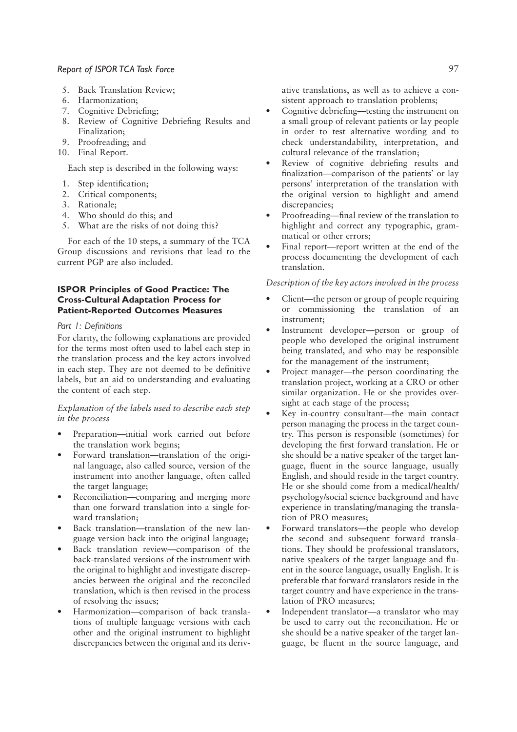5. Back Translation Review;
6. Harmonization;
7. Cognitive Debriefing;
8. Review of Cognitive Debriefing Results and Finalization;
9. Proofreading; and
10. Final Report.

Each step is described in the following ways:

1. Step identification;
2. Critical components;
3. Rationale;
4. Who should do this; and
5. What are the risks of not doing this?

For each of the 10 steps, a summary of the TCA Group discussions and revisions that lead to the current PGP are also included.

## ISPOR Principles of Good Practice: The Cross-Cultural Adaptation Process for Patient-Reported Outcomes Measures

### *Part 1: Definitions*

For clarity, the following explanations are provided for the terms most often used to label each step in the translation process and the key actors involved in each step. They are not deemed to be definitive labels, but an aid to understanding and evaluating the content of each step.

*Explanation of the labels used to describe each step in the process*

- Preparation—initial work carried out before the translation work begins;
- Forward translation—translation of the original language, also called source, version of the instrument into another language, often called the target language;
- Reconciliation—comparing and merging more than one forward translation into a single forward translation;
- Back translation—translation of the new language version back into the original language;
- Back translation review—comparison of the back-translated versions of the instrument with the original to highlight and investigate discrepancies between the original and the reconciled translation, which is then revised in the process of resolving the issues;
- Harmonization—comparison of back translations of multiple language versions with each other and the original instrument to highlight discrepancies between the original and its derivative translations, as well as to achieve a consistent approach to translation problems;
- Cognitive debriefing—testing the instrument on a small group of relevant patients or lay people in order to test alternative wording and to check understandability, interpretation, and cultural relevance of the translation;
- Review of cognitive debriefing results and finalization—comparison of the patients' or lay persons' interpretation of the translation with the original version to highlight and amend discrepancies;
- Proofreading—final review of the translation to highlight and correct any typographic, grammatical or other errors;
- Final report—report written at the end of the process documenting the development of each translation.

*Description of the key actors involved in the process*

- Client—the person or group of people requiring or commissioning the translation of an instrument;
- Instrument developer—person or group of people who developed the original instrument being translated, and who may be responsible for the management of the instrument;
- Project manager—the person coordinating the translation project, working at a CRO or other similar organization. He or she provides oversight at each stage of the process;
- Key in-country consultant—the main contact person managing the process in the target country. This person is responsible (sometimes) for developing the first forward translation. He or she should be a native speaker of the target language, fluent in the source language, usually English, and should reside in the target country. He or she should come from a medical/health/psychology/social science background and have experience in translating/managing the translation of PRO measures;
- Forward translators—the people who develop the second and subsequent forward translations. They should be professional translators, native speakers of the target language and fluent in the source language, usually English. It is preferable that forward translators reside in the target country and have experience in the translation of PRO measures;
- Independent translator—a translator who may be used to carry out the reconciliation. He or she should be a native speaker of the target language, be fluent in the source language, and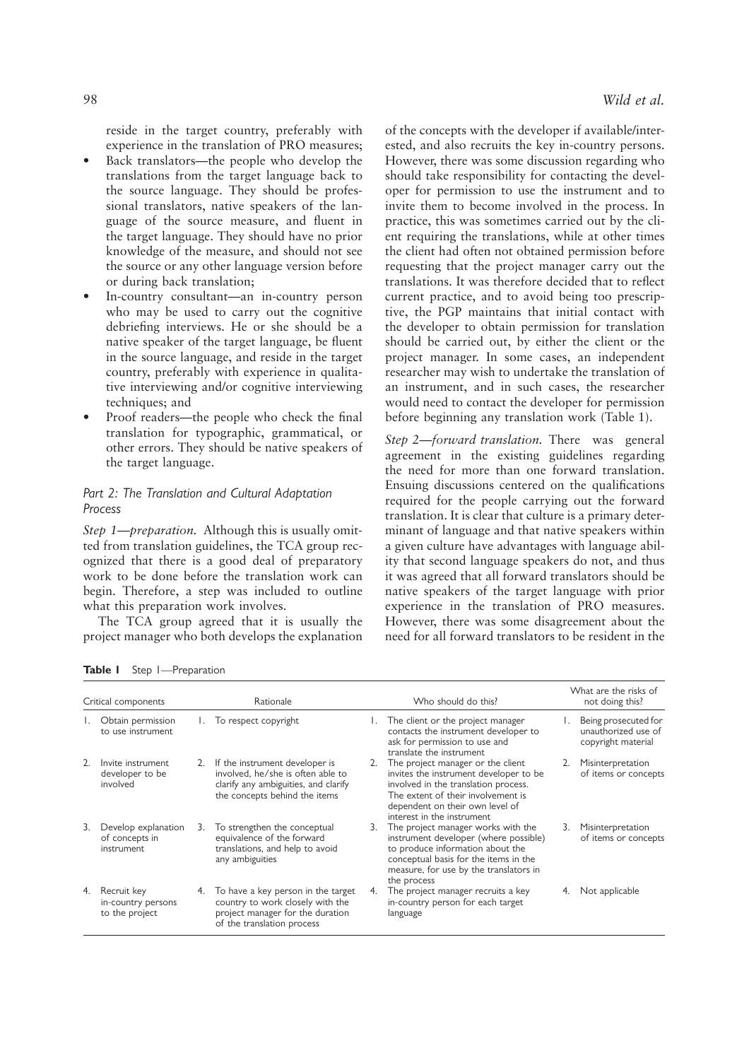reside in the target country, preferably with experience in the translation of PRO measures;

- Back translators—the people who develop the translations from the target language back to the source language. They should be professional translators, native speakers of the language of the source measure, and fluent in the target language. They should have no prior knowledge of the measure, and should not see the source or any other language version before or during back translation;
- In-country consultant—an in-country person who may be used to carry out the cognitive debriefing interviews. He or she should be a native speaker of the target language, be fluent in the source language, and reside in the target country, preferably with experience in qualitative interviewing and/or cognitive interviewing techniques; and
- Proof readers—the people who check the final translation for typographic, grammatical, or other errors. They should be native speakers of the target language.

### Part 2: The Translation and Cultural Adaptation Process

*Step 1—preparation.* Although this is usually omitted from translation guidelines, the TCA group recognized that there is a good deal of preparatory work to be done before the translation work can begin. Therefore, a step was included to outline what this preparation work involves.

The TCA group agreed that it is usually the project manager who both develops the explanation of the concepts with the developer if available/interested, and also recruits the key in-country persons. However, there was some discussion regarding who should take responsibility for contacting the developer for permission to use the instrument and to invite them to become involved in the process. In practice, this was sometimes carried out by the client requiring the translations, while at other times the client had often not obtained permission before requesting that the project manager carry out the translations. It was therefore decided that to reflect current practice, and to avoid being too prescriptive, the PGP maintains that initial contact with the developer to obtain permission for translation should be carried out, by either the client or the project manager. In some cases, an independent researcher may wish to undertake the translation of an instrument, and in such cases, the researcher would need to contact the developer for permission before beginning any translation work (Table 1).

*Step 2—forward translation.* There was general agreement in the existing guidelines regarding the need for more than one forward translation. Ensuing discussions centered on the qualifications required for the people carrying out the forward translation. It is clear that culture is a primary determinant of language and that native speakers within a given culture have advantages with language ability that second language speakers do not, and thus it was agreed that all forward translators should be native speakers of the target language with prior experience in the translation of PRO measures. However, there was some disagreement about the need for all forward translators to be resident in the

**Table 1** Step 1—Preparation

| Critical components | Rationale | Who should do this? | What are the risks of not doing this? |
|---|---|---|---|
| 1. Obtain permission to use instrument | 1. To respect copyright | 1. The client or the project manager contacts the instrument developer to ask for permission to use and translate the instrument | 1. Being prosecuted for unauthorized use of copyright material |
| 2. Invite instrument developer to be involved | 2. If the instrument developer is involved, he/she is often able to clarify any ambiguities, and clarify the concepts behind the items | 2. The project manager or the client invites the instrument developer to be involved in the translation process. The extent of their involvement is dependent on their own level of interest in the instrument | 2. Misinterpretation of items or concepts |
| 3. Develop explanation of concepts in instrument | 3. To strengthen the conceptual equivalence of the forward translations, and help to avoid any ambiguities | 3. The project manager works with the instrument developer (where possible) to produce information about the conceptual basis for the items in the measure, for use by the translators in the process | 3. Misinterpretation of items or concepts |
| 4. Recruit key in-country persons to the project | 4. To have a key person in the target country to work closely with the project manager for the duration of the translation process | 4. The project manager recruits a key in-country person for each target language | 4. Not applicable |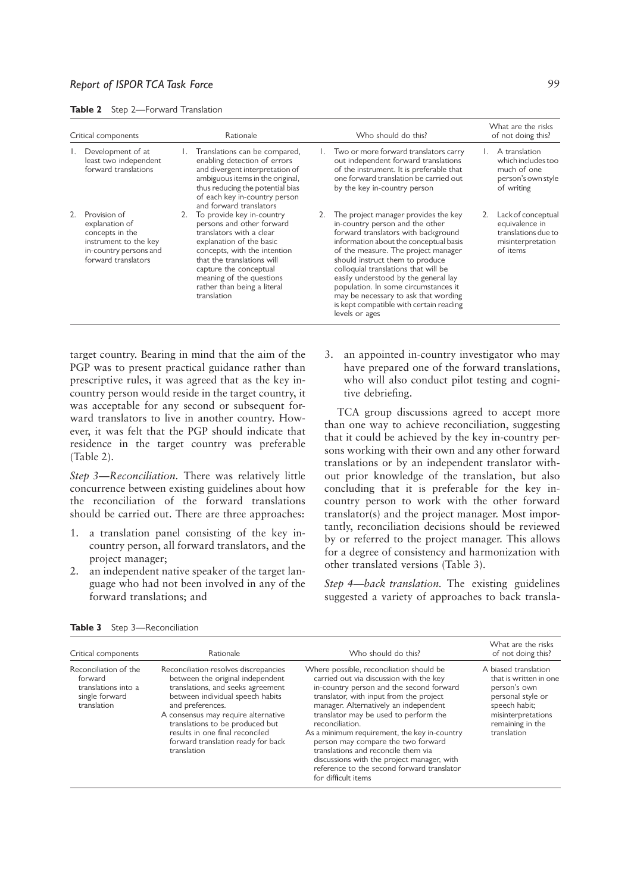**Table 2** Step 2—Forward Translation

| Critical components | Rationale | Who should do this? | What are the risks of not doing this? |
|---|---|---|---|
| 1. Development of at least two independent forward translations | 1. Translations can be compared, enabling detection of errors and divergent interpretation of ambiguous items in the original, thus reducing the potential bias of each key in-country person and forward translators | 1. Two or more forward translators carry out independent forward translations of the instrument. It is preferable that one forward translation be carried out by the key in-country person | 1. A translation which includes too much of one person's own style of writing |
| 2. Provision of explanation of concepts in the instrument to the key in-country persons and forward translators | 2. To provide key in-country persons and other forward translators with a clear explanation of the basic concepts, with the intention that the translations will capture the conceptual meaning of the questions rather than being a literal translation | 2. The project manager provides the key in-country person and the other forward translators with background information about the conceptual basis of the measure. The project manager should instruct them to produce colloquial translations that will be easily understood by the general lay population. In some circumstances it may be necessary to ask that wording is kept compatible with certain reading levels or ages | 2. Lack of conceptual equivalence in translations due to misinterpretation of items |

target country. Bearing in mind that the aim of the PGP was to present practical guidance rather than prescriptive rules, it was agreed that as the key in-country person would reside in the target country, it was acceptable for any second or subsequent forward translators to live in another country. However, it was felt that the PGP should indicate that residence in the target country was preferable (Table 2).

*Step 3—Reconciliation.* There was relatively little concurrence between existing guidelines about how the reconciliation of the forward translations should be carried out. There are three approaches:

1. a translation panel consisting of the key in-country person, all forward translators, and the project manager;
2. an independent native speaker of the target language who had not been involved in any of the forward translations; and
3. an appointed in-country investigator who may have prepared one of the forward translations, who will also conduct pilot testing and cognitive debriefing.

TCA group discussions agreed to accept more than one way to achieve reconciliation, suggesting that it could be achieved by the key in-country persons working with their own and any other forward translations or by an independent translator without prior knowledge of the translation, but also concluding that it is preferable for the key in-country person to work with the other forward translator(s) and the project manager. Most importantly, reconciliation decisions should be reviewed by or referred to the project manager. This allows for a degree of consistency and harmonization with other translated versions (Table 3).

*Step 4—back translation.* The existing guidelines suggested a variety of approaches to back transla-

**Table 3** Step 3—Reconciliation

| Critical components | Rationale | Who should do this? | What are the risks of not doing this? |
|---|---|---|---|
| Reconciliation of the forward translations into a single forward translation | Reconciliation resolves discrepancies between the original independent translations, and seeks agreement between individual speech habits and preferences.<br>A consensus may require alternative translations to be produced but results in one final reconciled forward translation ready for back translation | Where possible, reconciliation should be carried out via discussion with the key in-country person and the second forward translator, with input from the project manager. Alternatively an independent translator may be used to perform the reconciliation.<br>As a minimum requirement, the key in-country person may compare the two forward translations and reconcile them via discussions with the project manager, with reference to the second forward translator for difficult items | A biased translation that is written in one person's own personal style or speech habit; misinterpretations remaining in the translation |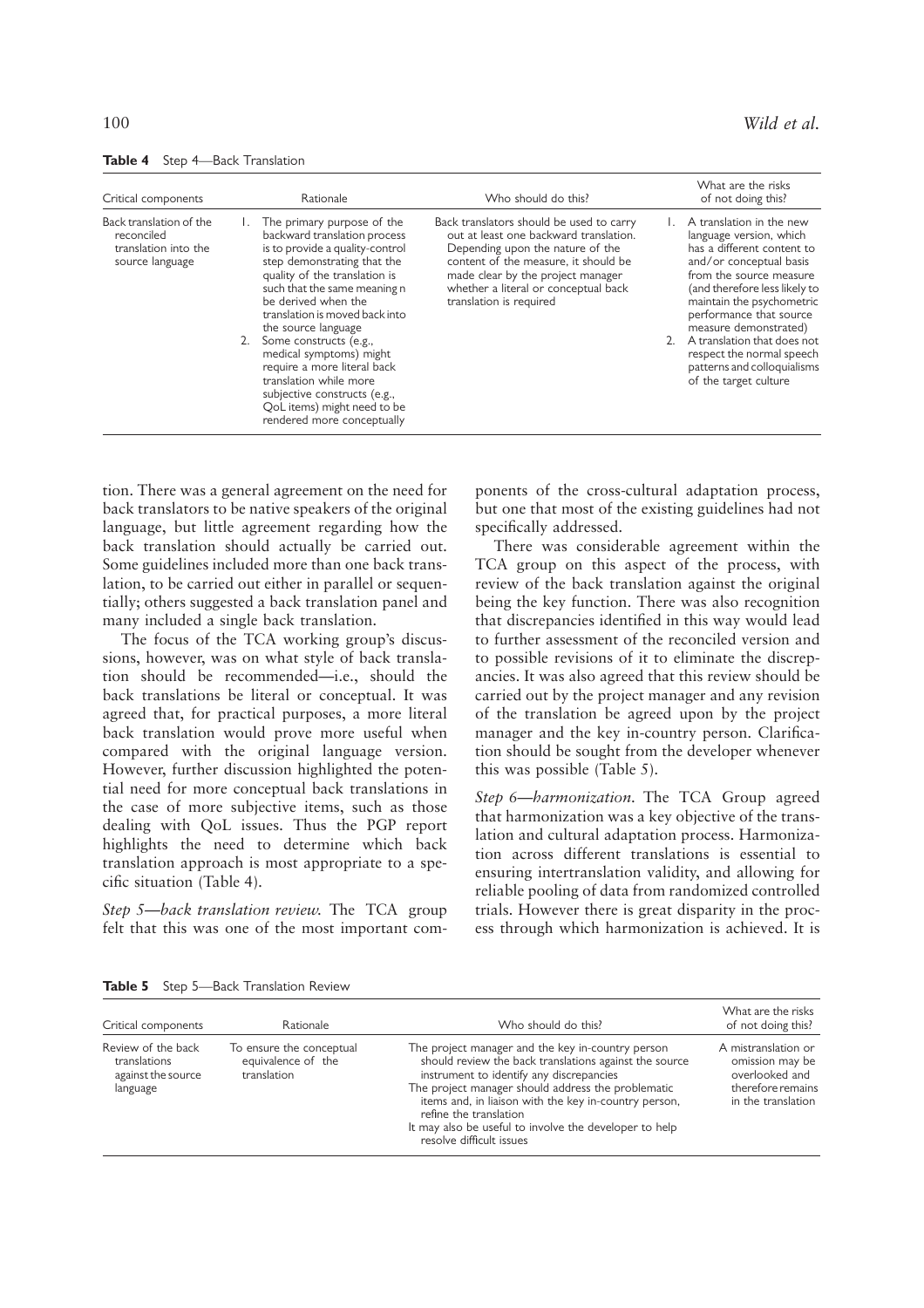**Table 4** Step 4—Back Translation

| Critical components | Rationale | Who should do this? | What are the risks of not doing this? |
|---|---|---|---|
| Back translation of the reconciled translation into the source language | 1. The primary purpose of the backward translation process is to provide a quality-control step demonstrating that the quality of the translation is such that the same meaning n be derived when the translation is moved back into the source language<br>2. Some constructs (e.g., medical symptoms) might require a more literal back translation while more subjective constructs (e.g., QoL items) might need to be rendered more conceptually | Back translators should be used to carry out at least one backward translation. Depending upon the nature of the content of the measure, it should be made clear by the project manager whether a literal or conceptual back translation is required | 1. A translation in the new language version, which has a different content to and/or conceptual basis from the source measure (and therefore less likely to maintain the psychometric performance that source measure demonstrated)<br>2. A translation that does not respect the normal speech patterns and colloquialisms of the target culture |

tion. There was a general agreement on the need for back translators to be native speakers of the original language, but little agreement regarding how the back translation should actually be carried out. Some guidelines included more than one back translation, to be carried out either in parallel or sequentially; others suggested a back translation panel and many included a single back translation.

The focus of the TCA working group's discussions, however, was on what style of back translation should be recommended—i.e., should the back translations be literal or conceptual. It was agreed that, for practical purposes, a more literal back translation would prove more useful when compared with the original language version. However, further discussion highlighted the potential need for more conceptual back translations in the case of more subjective items, such as those dealing with QoL issues. Thus the PGP report highlights the need to determine which back translation approach is most appropriate to a specific situation (Table 4).

*Step 5—back translation review.* The TCA group felt that this was one of the most important components of the cross-cultural adaptation process, but one that most of the existing guidelines had not specifically addressed.

There was considerable agreement within the TCA group on this aspect of the process, with review of the back translation against the original being the key function. There was also recognition that discrepancies identified in this way would lead to further assessment of the reconciled version and to possible revisions of it to eliminate the discrepancies. It was also agreed that this review should be carried out by the project manager and any revision of the translation be agreed upon by the project manager and the key in-country person. Clarification should be sought from the developer whenever this was possible (Table 5).

*Step 6—harmonization.* The TCA Group agreed that harmonization was a key objective of the translation and cultural adaptation process. Harmonization across different translations is essential to ensuring intertranslation validity, and allowing for reliable pooling of data from randomized controlled trials. However there is great disparity in the process through which harmonization is achieved. It is

**Table 5** Step 5—Back Translation Review

| Critical components | Rationale | Who should do this? | What are the risks of not doing this? |
|---|---|---|---|
| Review of the back translations against the source language | To ensure the conceptual equivalence of the translation | The project manager and the key in-country person should review the back translations against the source instrument to identify any discrepancies<br>The project manager should address the problematic items and, in liaison with the key in-country person, refine the translation<br>It may also be useful to involve the developer to help resolve difficult issues | A mistranslation or omission may be overlooked and therefore remains in the translation |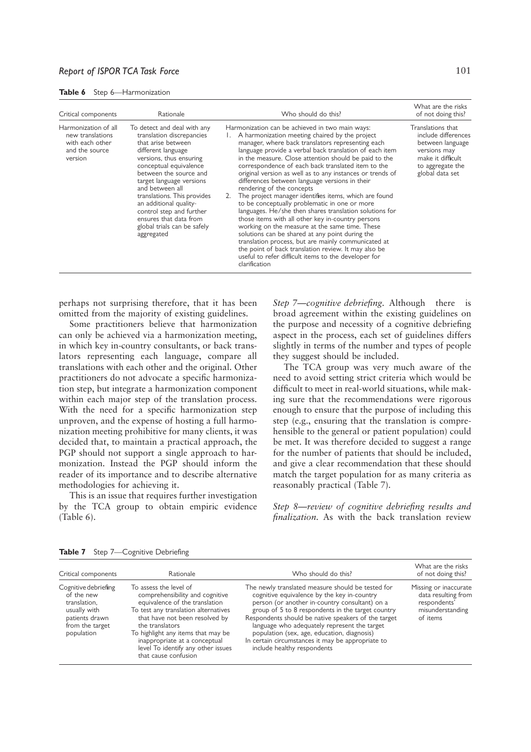**Table 6** Step 6—Harmonization

| Critical components | Rationale | Who should do this? | What are the risks of not doing this? |
| --- | --- | --- | --- |
| Harmonization of all new translations with each other and the source version | To detect and deal with any translation discrepancies that arise between different language versions, thus ensuring conceptual equivalence between the source and target language versions and between all translations. This provides an additional quality-control step and further ensures that data from global trials can be safely aggregated | Harmonization can be achieved in two main ways: 1. A harmonization meeting chaired by the project manager, where back translators representing each language provide a verbal back translation of each item in the measure. Close attention should be paid to the correspondence of each back translated item to the original version as well as to any instances or trends of differences between language versions in their rendering of the concepts 2. The project manager identifies items, which are found to be conceptually problematic in one or more languages. He/she then shares translation solutions for those items with all other key in-country persons working on the measure at the same time. These solutions can be shared at any point during the translation process, but are mainly communicated at the point of back translation review. It may also be useful to refer difficult items to the developer for clarification | Translations that include differences between language versions may make it difficult to aggregate the global data set |

perhaps not surprising therefore, that it has been omitted from the majority of existing guidelines.

Some practitioners believe that harmonization can only be achieved via a harmonization meeting, in which key in-country consultants, or back translators representing each language, compare all translations with each other and the original. Other practitioners do not advocate a specific harmonization step, but integrate a harmonization component within each major step of the translation process. With the need for a specific harmonization step unproven, and the expense of hosting a full harmonization meeting prohibitive for many clients, it was decided that, to maintain a practical approach, the PGP should not support a single approach to harmonization. Instead the PGP should inform the reader of its importance and to describe alternative methodologies for achieving it.

This is an issue that requires further investigation by the TCA group to obtain empiric evidence (Table 6).

*Step 7—cognitive debriefing.* Although there is broad agreement within the existing guidelines on the purpose and necessity of a cognitive debriefing aspect in the process, each set of guidelines differs slightly in terms of the number and types of people they suggest should be included.

The TCA group was very much aware of the need to avoid setting strict criteria which would be difficult to meet in real-world situations, while making sure that the recommendations were rigorous enough to ensure that the purpose of including this step (e.g., ensuring that the translation is comprehensible to the general or patient population) could be met. It was therefore decided to suggest a range for the number of patients that should be included, and give a clear recommendation that these should match the target population for as many criteria as reasonably practical (Table 7).

*Step 8—review of cognitive debriefing results and finalization.* As with the back translation review

**Table 7** Step 7—Cognitive Debriefing

| Critical components | Rationale | Who should do this? | What are the risks of not doing this? |
| --- | --- | --- | --- |
| Cognitive debriefing of the new translation, usually with patients drawn from the target population | To assess the level of comprehensibility and cognitive equivalence of the translation<br>To test any translation alternatives that have not been resolved by the translators<br>To highlight any items that may be inappropriate at a conceptual level To identify any other issues that cause confusion | The newly translated measure should be tested for cognitive equivalence by the key in-country person (or another in-country consultant) on a group of 5 to 8 respondents in the target country<br>Respondents should be native speakers of the target language who adequately represent the target population (sex, age, education, diagnosis)<br>In certain circumstances it may be appropriate to include healthy respondents | Missing or inaccurate data resulting from respondents' misunderstanding of items |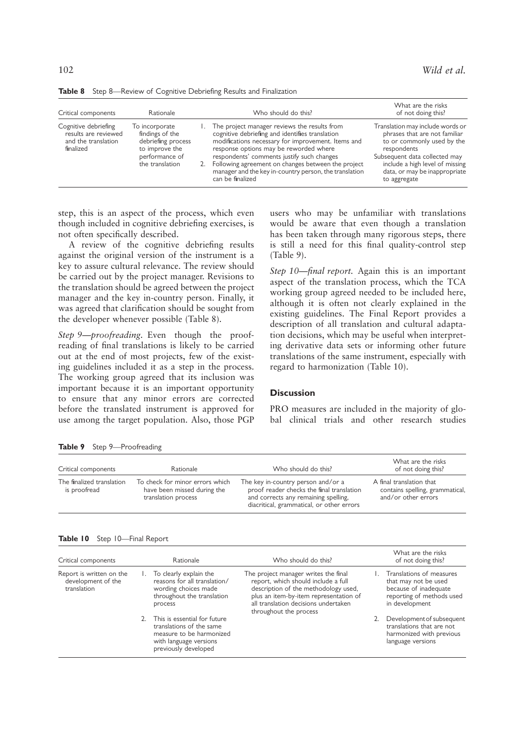**Table 8** Step 8—Review of Cognitive Debriefing Results and Finalization

| Critical components | Rationale | Who should do this? | What are the risks of not doing this? |
|---|---|---|---|
| Cognitive debriefing results are reviewed and the translation finalized | To incorporate findings of the debriefing process to improve the performance of the translation | 1. The project manager reviews the results from cognitive debriefing and identifies translation modifications necessary for improvement. Items and response options may be reworded where respondents' comments justify such changes<br>2. Following agreement on changes between the project manager and the key in-country person, the translation can be finalized | Translation may include words or phrases that are not familiar to or commonly used by the respondents<br>Subsequent data collected may include a high level of missing data, or may be inappropriate to aggregate |

step, this is an aspect of the process, which even though included in cognitive debriefing exercises, is not often specifically described.

A review of the cognitive debriefing results against the original version of the instrument is a key to assure cultural relevance. The review should be carried out by the project manager. Revisions to the translation should be agreed between the project manager and the key in-country person. Finally, it was agreed that clarification should be sought from the developer whenever possible (Table 8).

*Step 9—proofreading.* Even though the proofreading of final translations is likely to be carried out at the end of most projects, few of the existing guidelines included it as a step in the process. The working group agreed that its inclusion was important because it is an important opportunity to ensure that any minor errors are corrected before the translated instrument is approved for use among the target population. Also, those PGP users who may be unfamiliar with translations would be aware that even though a translation has been taken through many rigorous steps, there is still a need for this final quality-control step (Table 9).

*Step 10—final report.* Again this is an important aspect of the translation process, which the TCA working group agreed needed to be included here, although it is often not clearly explained in the existing guidelines. The Final Report provides a description of all translation and cultural adaptation decisions, which may be useful when interpreting derivative data sets or informing other future translations of the same instrument, especially with regard to harmonization (Table 10).

## Discussion

PRO measures are included in the majority of global clinical trials and other research studies

**Table 9** Step 9—Proofreading

| Critical components | Rationale | Who should do this? | What are the risks of not doing this? |
|---|---|---|---|
| The finalized translation is proofread | To check for minor errors which have been missed during the translation process | The key in-country person and/or a proof reader checks the final translation and corrects any remaining spelling, diacritical, grammatical, or other errors | A final translation that contains spelling, grammatical, and/or other errors |

**Table 10** Step 10—Final Report

| Critical components | Rationale | Who should do this? | What are the risks of not doing this? |
|---|---|---|---|
| Report is written on the development of the translation | 1. To clearly explain the reasons for all translation/wording choices made throughout the translation process<br>2. This is essential for future translations of the same measure to be harmonized with language versions previously developed | The project manager writes the final report, which should include a full description of the methodology used, plus an item-by-item representation of all translation decisions undertaken throughout the process | 1. Translations of measures that may not be used because of inadequate reporting of methods used in development<br>2. Development of subsequent translations that are not harmonized with previous language versions |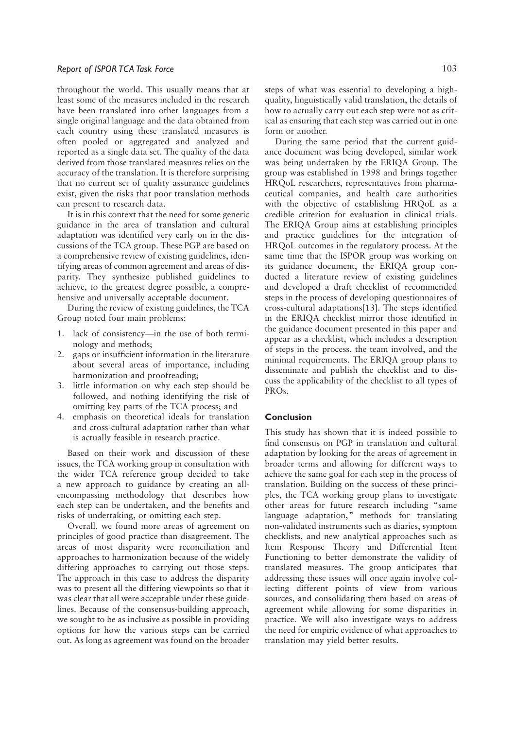throughout the world. This usually means that at least some of the measures included in the research have been translated into other languages from a single original language and the data obtained from each country using these translated measures is often pooled or aggregated and analyzed and reported as a single data set. The quality of the data derived from those translated measures relies on the accuracy of the translation. It is therefore surprising that no current set of quality assurance guidelines exist, given the risks that poor translation methods can present to research data.

It is in this context that the need for some generic guidance in the area of translation and cultural adaptation was identified very early on in the discussions of the TCA group. These PGP are based on a comprehensive review of existing guidelines, identifying areas of common agreement and areas of disparity. They synthesize published guidelines to achieve, to the greatest degree possible, a comprehensive and universally acceptable document.

During the review of existing guidelines, the TCA Group noted four main problems:

1. lack of consistency—in the use of both terminology and methods;
2. gaps or insufficient information in the literature about several areas of importance, including harmonization and proofreading;
3. little information on why each step should be followed, and nothing identifying the risk of omitting key parts of the TCA process; and
4. emphasis on theoretical ideals for translation and cross-cultural adaptation rather than what is actually feasible in research practice.

Based on their work and discussion of these issues, the TCA working group in consultation with the wider TCA reference group decided to take a new approach to guidance by creating an all-encompassing methodology that describes how each step can be undertaken, and the benefits and risks of undertaking, or omitting each step.

Overall, we found more areas of agreement on principles of good practice than disagreement. The areas of most disparity were reconciliation and approaches to harmonization because of the widely differing approaches to carrying out those steps. The approach in this case to address the disparity was to present all the differing viewpoints so that it was clear that all were acceptable under these guidelines. Because of the consensus-building approach, we sought to be as inclusive as possible in providing options for how the various steps can be carried out. As long as agreement was found on the broader steps of what was essential to developing a high-quality, linguistically valid translation, the details of how to actually carry out each step were not as critical as ensuring that each step was carried out in one form or another.

During the same period that the current guidance document was being developed, similar work was being undertaken by the ERIQA Group. The group was established in 1998 and brings together HRQoL researchers, representatives from pharmaceutical companies, and health care authorities with the objective of establishing HRQoL as a credible criterion for evaluation in clinical trials. The ERIQA Group aims at establishing principles and practice guidelines for the integration of HRQoL outcomes in the regulatory process. At the same time that the ISPOR group was working on its guidance document, the ERIQA group conducted a literature review of existing guidelines and developed a draft checklist of recommended steps in the process of developing questionnaires of cross-cultural adaptations[13]. The steps identified in the ERIQA checklist mirror those identified in the guidance document presented in this paper and appear as a checklist, which includes a description of steps in the process, the team involved, and the minimal requirements. The ERIQA group plans to disseminate and publish the checklist and to discuss the applicability of the checklist to all types of PROs.

## Conclusion

This study has shown that it is indeed possible to find consensus on PGP in translation and cultural adaptation by looking for the areas of agreement in broader terms and allowing for different ways to achieve the same goal for each step in the process of translation. Building on the success of these principles, the TCA working group plans to investigate other areas for future research including "same language adaptation," methods for translating non-validated instruments such as diaries, symptom checklists, and new analytical approaches such as Item Response Theory and Differential Item Functioning to better demonstrate the validity of translated measures. The group anticipates that addressing these issues will once again involve collecting different points of view from various sources, and consolidating them based on areas of agreement while allowing for some disparities in practice. We will also investigate ways to address the need for empiric evidence of what approaches to translation may yield better results.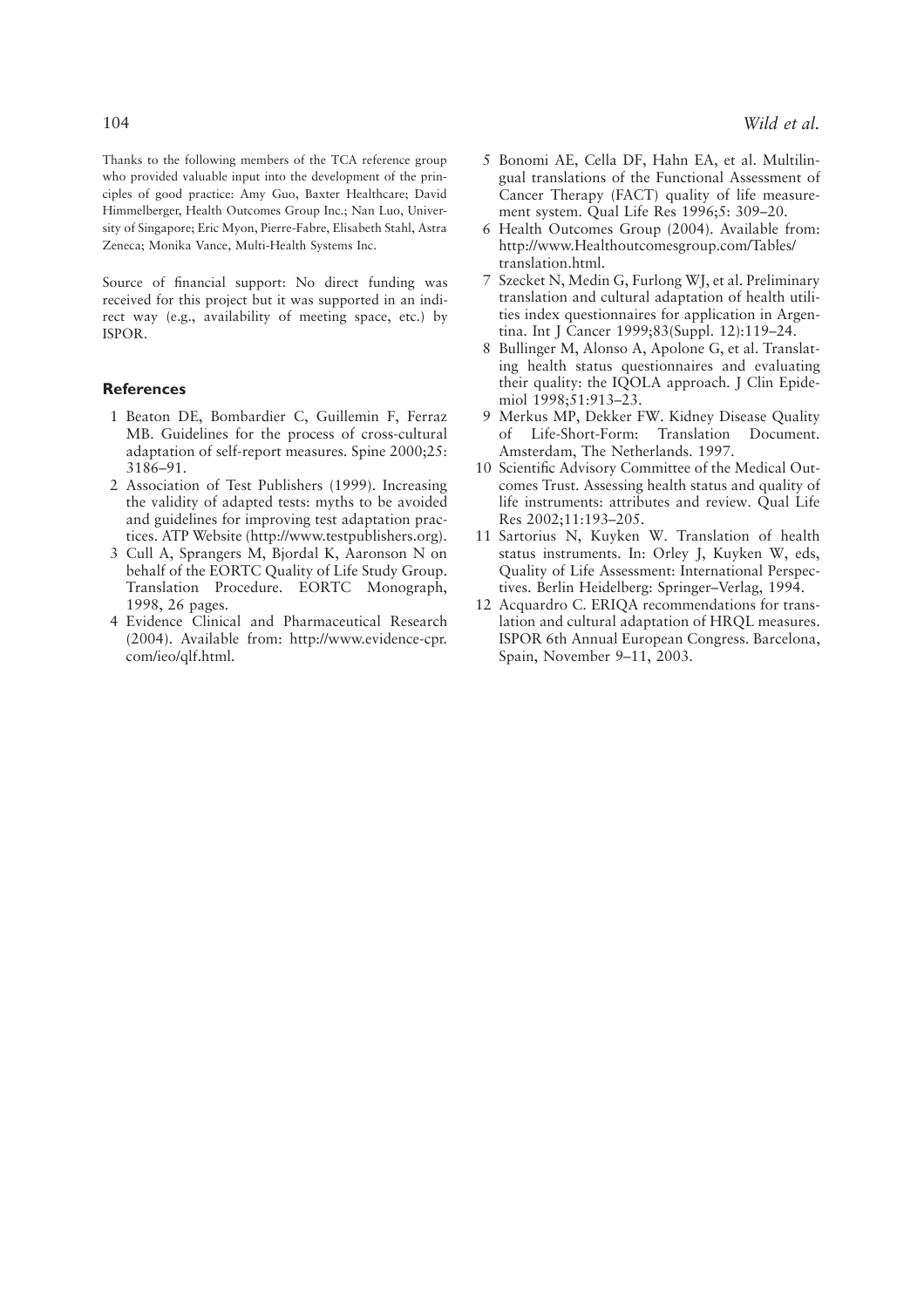Thanks to the following members of the TCA reference group who provided valuable input into the development of the principles of good practice: Amy Guo, Baxter Healthcare; David Himmelberger, Health Outcomes Group Inc.; Nan Luo, University of Singapore; Eric Myon, Pierre-Fabre, Elisabeth Stahl, Astra Zeneca; Monika Vance, Multi-Health Systems Inc.

Source of financial support: No direct funding was received for this project but it was supported in an indirect way (e.g., availability of meeting space, etc.) by ISPOR.

## References

1. Beaton DE, Bombardier C, Guillemin F, Ferraz MB. Guidelines for the process of cross-cultural adaptation of self-report measures. Spine 2000;25: 3186–91.
2. Association of Test Publishers (1999). Increasing the validity of adapted tests: myths to be avoided and guidelines for improving test adaptation practices. ATP Website (http://www.testpublishers.org).
3. Cull A, Sprangers M, Bjordal K, Aaronson N on behalf of the EORTC Quality of Life Study Group. Translation Procedure. EORTC Monograph, 1998, 26 pages.
4. Evidence Clinical and Pharmaceutical Research (2004). Available from: http://www.evidence-cpr.com/ieo/qlf.html.
5. Bonomi AE, Cella DF, Hahn EA, et al. Multilingual translations of the Functional Assessment of Cancer Therapy (FACT) quality of life measurement system. Qual Life Res 1996;5: 309–20.
6. Health Outcomes Group (2004). Available from: http://www.Healthoutcomesgroup.com/Tables/translation.html.
7. Szecket N, Medin G, Furlong WJ, et al. Preliminary translation and cultural adaptation of health utilities index questionnaires for application in Argentina. Int J Cancer 1999;83(Suppl. 12):119–24.
8. Bullinger M, Alonso A, Apolone G, et al. Translating health status questionnaires and evaluating their quality: the IQOLA approach. J Clin Epidemiol 1998;51:913–23.
9. Merkus MP, Dekker FW. Kidney Disease Quality of Life-Short-Form: Translation Document. Amsterdam, The Netherlands. 1997.
10. Scientific Advisory Committee of the Medical Outcomes Trust. Assessing health status and quality of life instruments: attributes and review. Qual Life Res 2002;11:193–205.
11. Sartorius N, Kuyken W. Translation of health status instruments. In: Orley J, Kuyken W, eds, Quality of Life Assessment: International Perspectives. Berlin Heidelberg: Springer–Verlag, 1994.
12. Acquardro C. ERIQA recommendations for translation and cultural adaptation of HRQL measures. ISPOR 6th Annual European Congress. Barcelona, Spain, November 9–11, 2003.